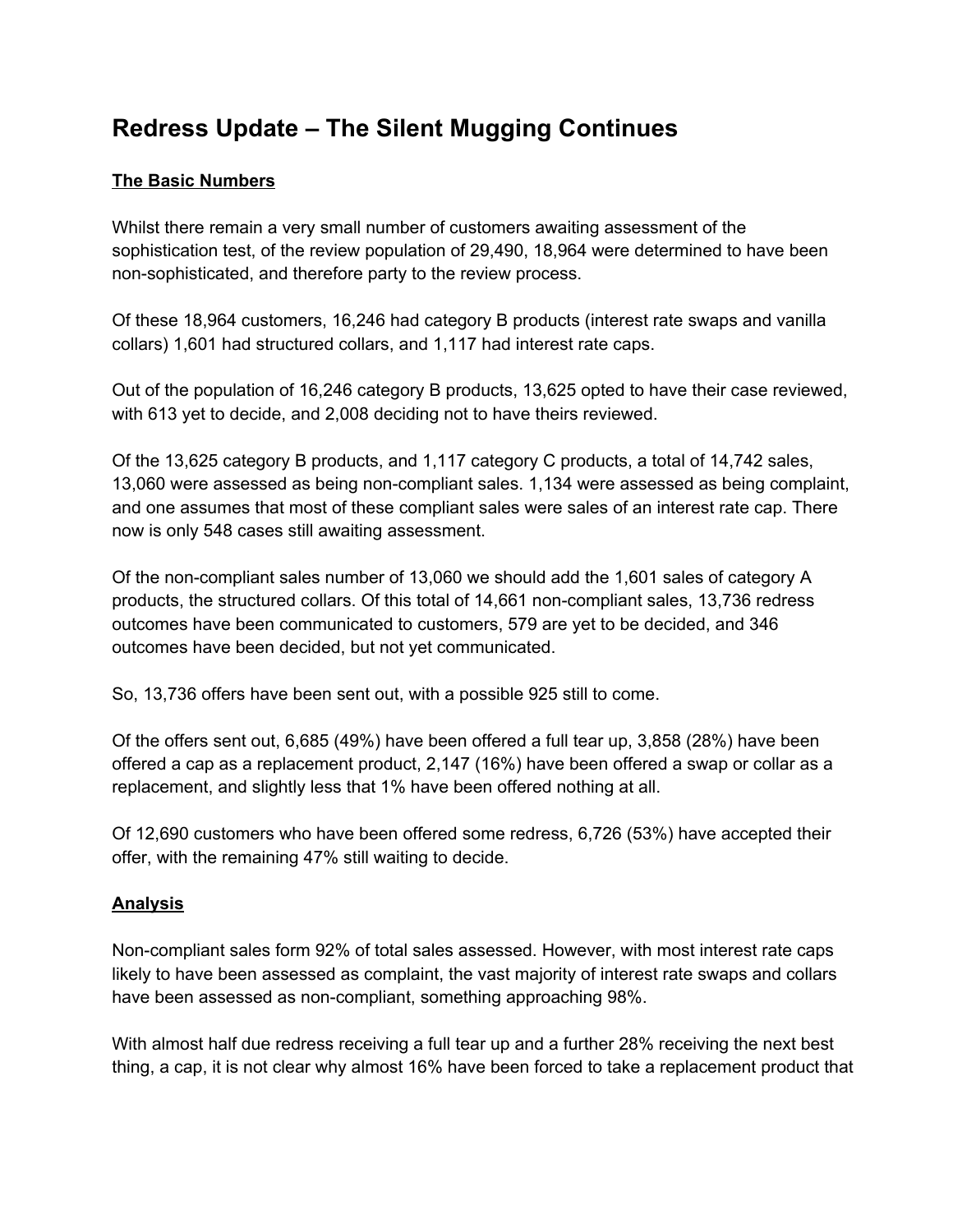# Redress Update – The Silent Mugging Continues

**The Basic Numbers**

Whilst there remain a very small number of customers awaiting assessment of the sophistication test, of the review population of 29,490, 18,964 were determined to have been non-sophisticated, and therefore party to the review process.

Of these 18,964 customers, 16,246 had category B products (interest rate swaps and vanilla collars) 1,601 had structured collars, and 1,117 had interest rate caps.

Out of the population of 16,246 category B products, 13,625 opted to have their case reviewed, with 613 yet to decide, and 2,008 deciding not to have theirs reviewed.

Of the 13,625 category B products, and 1,117 category C products, a total of 14,742 sales, 13,060 were assessed as being non-compliant sales. 1,134 were assessed as being complaint, and one assumes that most of these compliant sales were sales of an interest rate cap. There now is only 548 cases still awaiting assessment.

Of the non-compliant sales number of 13,060 we should add the 1,601 sales of category A products, the structured collars. Of this total of 14,661 non-compliant sales, 13,736 redress outcomes have been communicated to customers, 579 are yet to be decided, and 346 outcomes have been decided, but not yet communicated.

So, 13,736 offers have been sent out, with a possible 925 still to come.

Of the offers sent out, 6,685 (49%) have been offered a full tear up, 3,858 (28%) have been offered a cap as a replacement product, 2,147 (16%) have been offered a swap or collar as a replacement, and slightly less that 1% have been offered nothing at all.

Of 12,690 customers who have been offered some redress, 6,726 (53%) have accepted their offer, with the remaining 47% still waiting to decide.

**Analysis**

Non-compliant sales form 92% of total sales assessed. However, with most interest rate caps likely to have been assessed as complaint, the vast majority of interest rate swaps and collars have been assessed as non-compliant, something approaching 98%.

With almost half due redress receiving a full tear up and a further 28% receiving the next best thing, a cap, it is not clear why almost 16% have been forced to take a replacement product that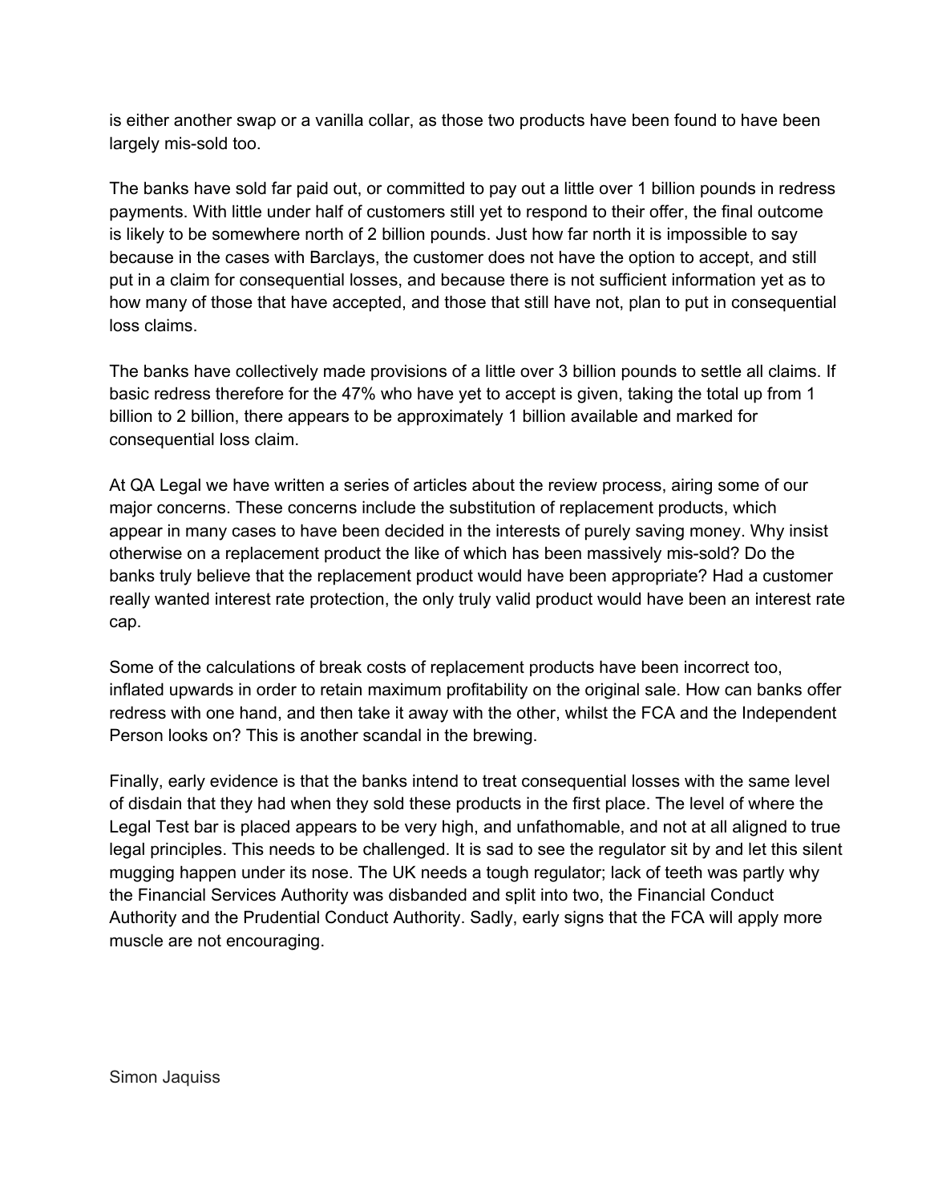is either another swap or a vanilla collar, as those two products have been found to have been largely mis-sold too.

The banks have sold far paid out, or committed to pay out a little over 1 billion pounds in redress payments. With little under half of customers still yet to respond to their offer, the final outcome is likely to be somewhere north of 2 billion pounds. Just how far north it is impossible to say because in the cases with Barclays, the customer does not have the option to accept, and still put in a claim for consequential losses, and because there is not sufficient information yet as to how many of those that have accepted, and those that still have not, plan to put in consequential loss claims.

The banks have collectively made provisions of a little over 3 billion pounds to settle all claims. If basic redress therefore for the 47% who have yet to accept is given, taking the total up from 1 billion to 2 billion, there appears to be approximately 1 billion available and marked for consequential loss claim.

At QA Legal we have written a series of articles about the review process, airing some of our major concerns. These concerns include the substitution of replacement products, which appear in many cases to have been decided in the interests of purely saving money. Why insist otherwise on a replacement product the like of which has been massively mis-sold? Do the banks truly believe that the replacement product would have been appropriate? Had a customer really wanted interest rate protection, the only truly valid product would have been an interest rate cap.

Some of the calculations of break costs of replacement products have been incorrect too, inflated upwards in order to retain maximum profitability on the original sale. How can banks offer redress with one hand, and then take it away with the other, whilst the FCA and the Independent Person looks on? This is another scandal in the brewing.

Finally, early evidence is that the banks intend to treat consequential losses with the same level of disdain that they had when they sold these products in the first place. The level of where the Legal Test bar is placed appears to be very high, and unfathomable, and not at all aligned to true legal principles. This needs to be challenged. It is sad to see the regulator sit by and let this silent mugging happen under its nose. The UK needs a tough regulator; lack of teeth was partly why the Financial Services Authority was disbanded and split into two, the Financial Conduct Authority and the Prudential Conduct Authority. Sadly, early signs that the FCA will apply more muscle are not encouraging.

Simon Jaquiss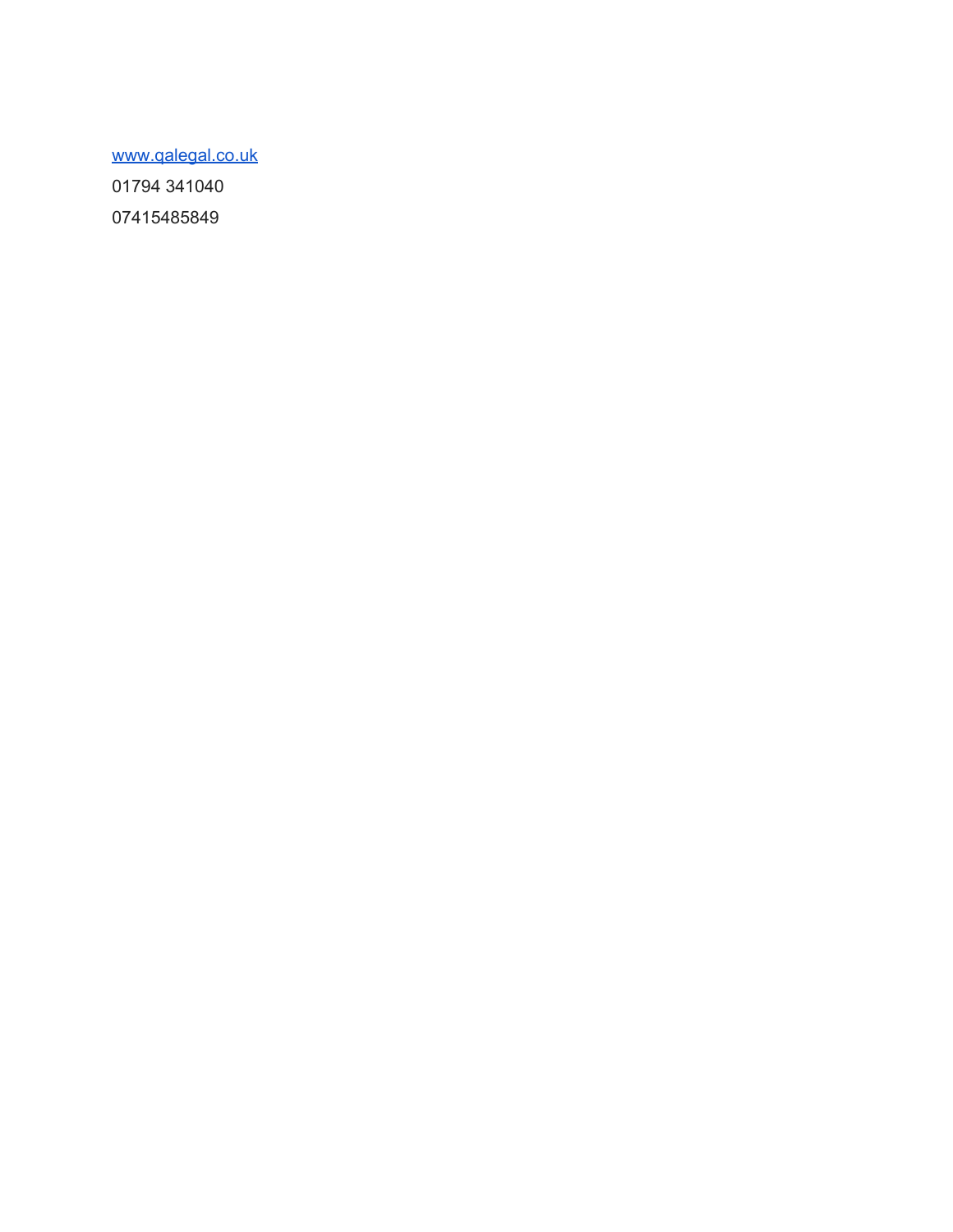[www.qalegal.co.uk](http://www.qalegal.co.uk)

01794 341040

07415485849